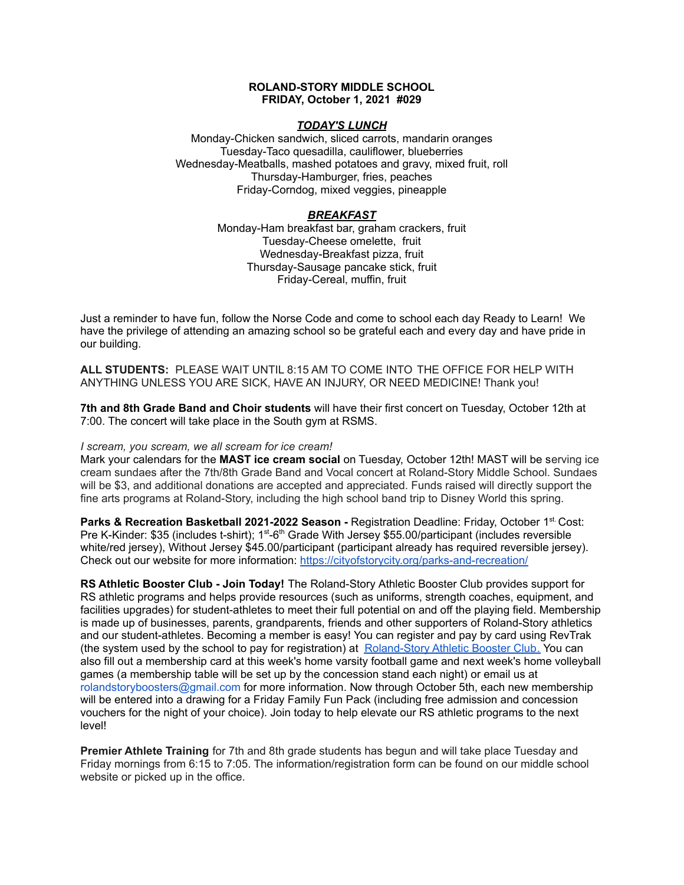**ROLAND-STORY MIDDLE SCHOOL**
**FRIDAY, October 1, 2021 #029**

***TODAY'S LUNCH***

Monday-Chicken sandwich, sliced carrots, mandarin oranges
Tuesday-Taco quesadilla, cauliflower, blueberries
Wednesday-Meatballs, mashed potatoes and gravy, mixed fruit, roll
Thursday-Hamburger, fries, peaches
Friday-Corndog, mixed veggies, pineapple

***BREAKFAST***

Monday-Ham breakfast bar, graham crackers, fruit
Tuesday-Cheese omelette, fruit
Wednesday-Breakfast pizza, fruit
Thursday-Sausage pancake stick, fruit
Friday-Cereal, muffin, fruit

Just a reminder to have fun, follow the Norse Code and come to school each day Ready to Learn! We have the privilege of attending an amazing school so be grateful each and every day and have pride in our building.

**ALL STUDENTS:** PLEASE WAIT UNTIL 8:15 AM TO COME INTO THE OFFICE FOR HELP WITH ANYTHING UNLESS YOU ARE SICK, HAVE AN INJURY, OR NEED MEDICINE! Thank you!

**7th and 8th Grade Band and Choir students** will have their first concert on Tuesday, October 12th at 7:00. The concert will take place in the South gym at RSMS.

*I scream, you scream, we all scream for ice cream!*
Mark your calendars for the **MAST ice cream social** on Tuesday, October 12th! MAST will be serving ice cream sundaes after the 7th/8th Grade Band and Vocal concert at Roland-Story Middle School. Sundaes will be $3, and additional donations are accepted and appreciated. Funds raised will directly support the fine arts programs at Roland-Story, including the high school band trip to Disney World this spring.

**Parks & Recreation Basketball 2021-2022 Season -** Registration Deadline: Friday, October 1st. Cost: Pre K-Kinder: $35 (includes t-shirt); 1st-6th Grade With Jersey $55.00/participant (includes reversible white/red jersey), Without Jersey $45.00/participant (participant already has required reversible jersey). Check out our website for more information: https://cityofstorycity.org/parks-and-recreation/

**RS Athletic Booster Club - Join Today!** The Roland-Story Athletic Booster Club provides support for RS athletic programs and helps provide resources (such as uniforms, strength coaches, equipment, and facilities upgrades) for student-athletes to meet their full potential on and off the playing field. Membership is made up of businesses, parents, grandparents, friends and other supporters of Roland-Story athletics and our student-athletes. Becoming a member is easy! You can register and pay by card using RevTrak (the system used by the school to pay for registration) at Roland-Story Athletic Booster Club. You can also fill out a membership card at this week's home varsity football game and next week's home volleyball games (a membership table will be set up by the concession stand each night) or email us at rolandstoryboosters@gmail.com for more information. Now through October 5th, each new membership will be entered into a drawing for a Friday Family Fun Pack (including free admission and concession vouchers for the night of your choice). Join today to help elevate our RS athletic programs to the next level!

**Premier Athlete Training** for 7th and 8th grade students has begun and will take place Tuesday and Friday mornings from 6:15 to 7:05. The information/registration form can be found on our middle school website or picked up in the office.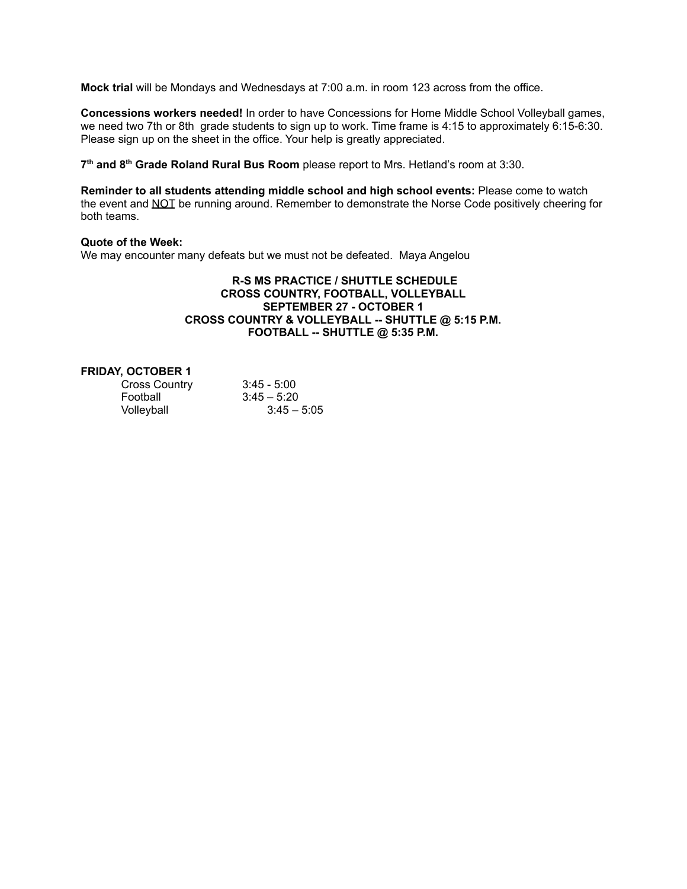**Mock trial** will be Mondays and Wednesdays at 7:00 a.m. in room 123 across from the office.

**Concessions workers needed!** In order to have Concessions for Home Middle School Volleyball games, we need two 7th or 8th grade students to sign up to work. Time frame is 4:15 to approximately 6:15-6:30. Please sign up on the sheet in the office. Your help is greatly appreciated.

**7th and 8th Grade Roland Rural Bus Room** please report to Mrs. Hetland's room at 3:30.

**Reminder to all students attending middle school and high school events:** Please come to watch the event and NOT be running around. Remember to demonstrate the Norse Code positively cheering for both teams.

**Quote of the Week:**
We may encounter many defeats but we must not be defeated. Maya Angelou

**R-S MS PRACTICE / SHUTTLE SCHEDULE**
**CROSS COUNTRY, FOOTBALL, VOLLEYBALL**
**SEPTEMBER 27 - OCTOBER 1**
**CROSS COUNTRY & VOLLEYBALL -- SHUTTLE @ 5:15 P.M.**
**FOOTBALL -- SHUTTLE @ 5:35 P.M.**

**FRIDAY, OCTOBER 1**

| | |
|---|---|
| Cross Country | 3:45 - 5:00 |
| Football | 3:45 – 5:20 |
| Volleyball | 3:45 – 5:05 |